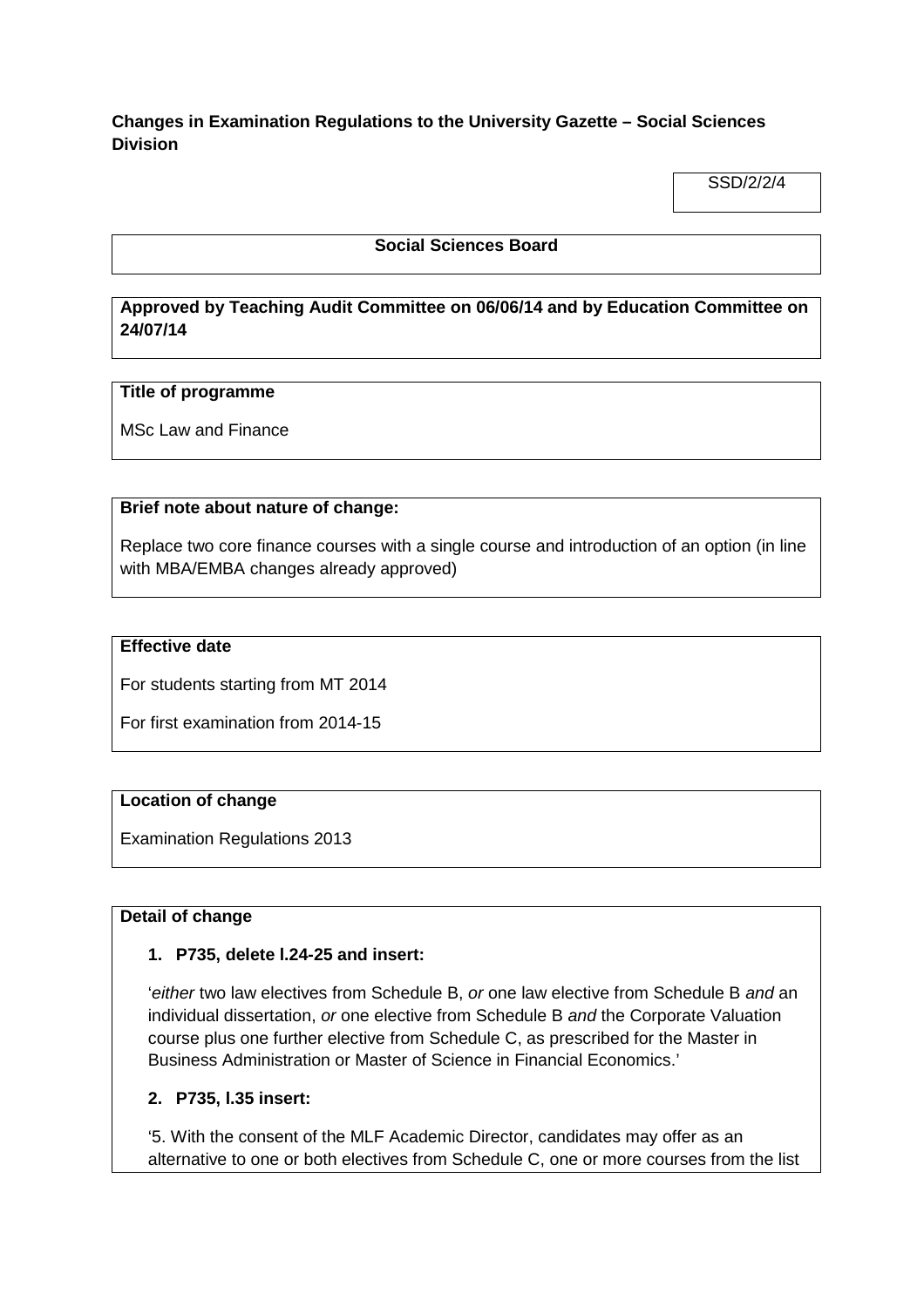**Changes in Examination Regulations to the University Gazette – Social Sciences Division**

SSD/2/2/4

**Social Sciences Board**

**Approved by Teaching Audit Committee on 06/06/14 and by Education Committee on 24/07/14**

**Title of programme**

MSc Law and Finance

**Brief note about nature of change:**

Replace two core finance courses with a single course and introduction of an option (in line with MBA/EMBA changes already approved)

**Effective date**

For students starting from MT 2014

For first examination from 2014-15

**Location of change**

Examination Regulations 2013

**Detail of change**

1. **P735, delete l.24-25 and insert:**

   '*either* two law electives from Schedule B, *or* one law elective from Schedule B *and* an individual dissertation, *or* one elective from Schedule B *and* the Corporate Valuation course plus one further elective from Schedule C, as prescribed for the Master in Business Administration or Master of Science in Financial Economics.'

2. **P735, l.35 insert:**

   '5. With the consent of the MLF Academic Director, candidates may offer as an alternative to one or both electives from Schedule C, one or more courses from the list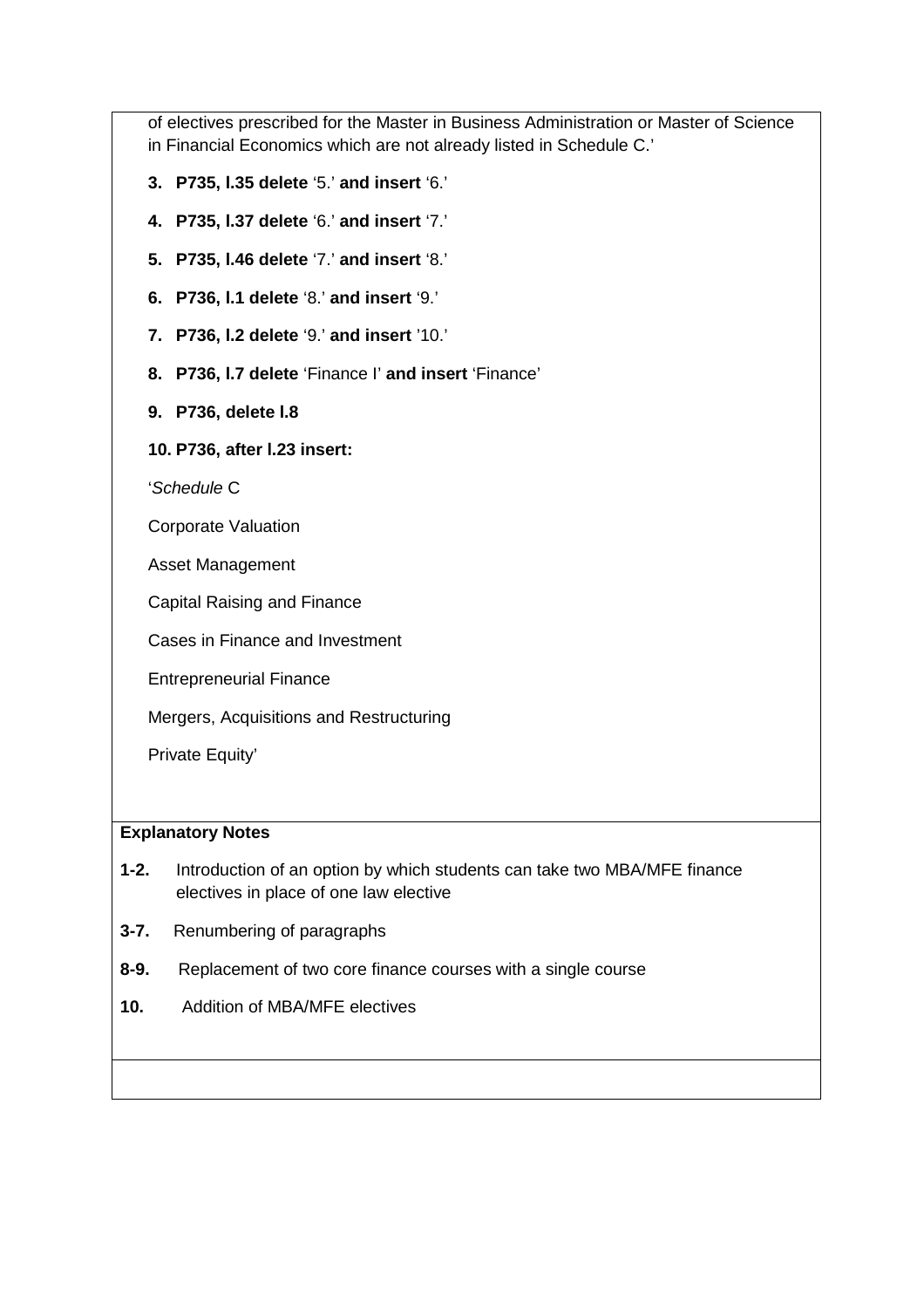of electives prescribed for the Master in Business Administration or Master of Science in Financial Economics which are not already listed in Schedule C.'

3. **P735, l.35 delete** '5.' **and insert** '6.'

4. **P735, l.37 delete** '6.' **and insert** '7.'

5. **P735, l.46 delete** '7.' **and insert** '8.'

6. **P736, l.1 delete** '8.' **and insert** '9.'

7. **P736, l.2 delete** '9.' **and insert** '10.'

8. **P736, l.7 delete** 'Finance I' **and insert** 'Finance'

9. **P736, delete l.8**

10. **P736, after l.23 insert:**

'*Schedule* C

Corporate Valuation

Asset Management

Capital Raising and Finance

Cases in Finance and Investment

Entrepreneurial Finance

Mergers, Acquisitions and Restructuring

Private Equity'

**Explanatory Notes**

**1-2.** Introduction of an option by which students can take two MBA/MFE finance electives in place of one law elective

**3-7.** Renumbering of paragraphs

**8-9.** Replacement of two core finance courses with a single course

**10.** Addition of MBA/MFE electives